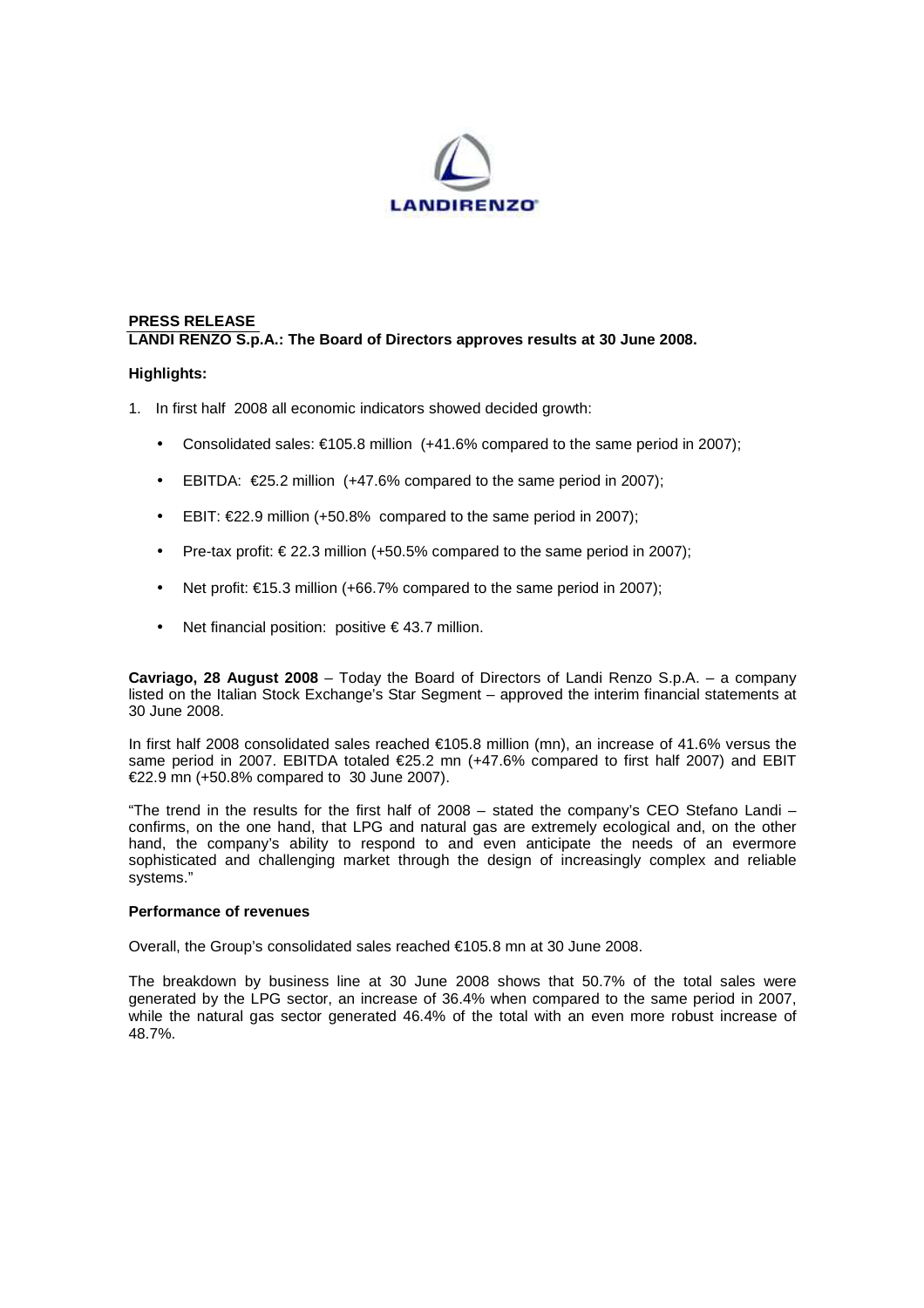**PRESS RELEASE**

**LANDI RENZO S.p.A.: The Board of Directors approves results at 30 June 2008.**

**Highlights:**

1. In first half 2008 all economic indicators showed decided growth:

   - Consolidated sales: €105.8 million (+41.6% compared to the same period in 2007);
   - EBITDA: €25.2 million (+47.6% compared to the same period in 2007);
   - EBIT: €22.9 million (+50.8% compared to the same period in 2007);
   - Pre-tax profit: € 22.3 million (+50.5% compared to the same period in 2007);
   - Net profit: €15.3 million (+66.7% compared to the same period in 2007);
   - Net financial position: positive € 43.7 million.

**Cavriago, 28 August 2008** – Today the Board of Directors of Landi Renzo S.p.A. – a company listed on the Italian Stock Exchange's Star Segment – approved the interim financial statements at 30 June 2008.

In first half 2008 consolidated sales reached €105.8 million (mn), an increase of 41.6% versus the same period in 2007. EBITDA totaled €25.2 mn (+47.6% compared to first half 2007) and EBIT €22.9 mn (+50.8% compared to 30 June 2007).

"The trend in the results for the first half of 2008 – stated the company's CEO Stefano Landi – confirms, on the one hand, that LPG and natural gas are extremely ecological and, on the other hand, the company's ability to respond to and even anticipate the needs of an evermore sophisticated and challenging market through the design of increasingly complex and reliable systems."

**Performance of revenues**

Overall, the Group's consolidated sales reached €105.8 mn at 30 June 2008.

The breakdown by business line at 30 June 2008 shows that 50.7% of the total sales were generated by the LPG sector, an increase of 36.4% when compared to the same period in 2007, while the natural gas sector generated 46.4% of the total with an even more robust increase of 48.7%.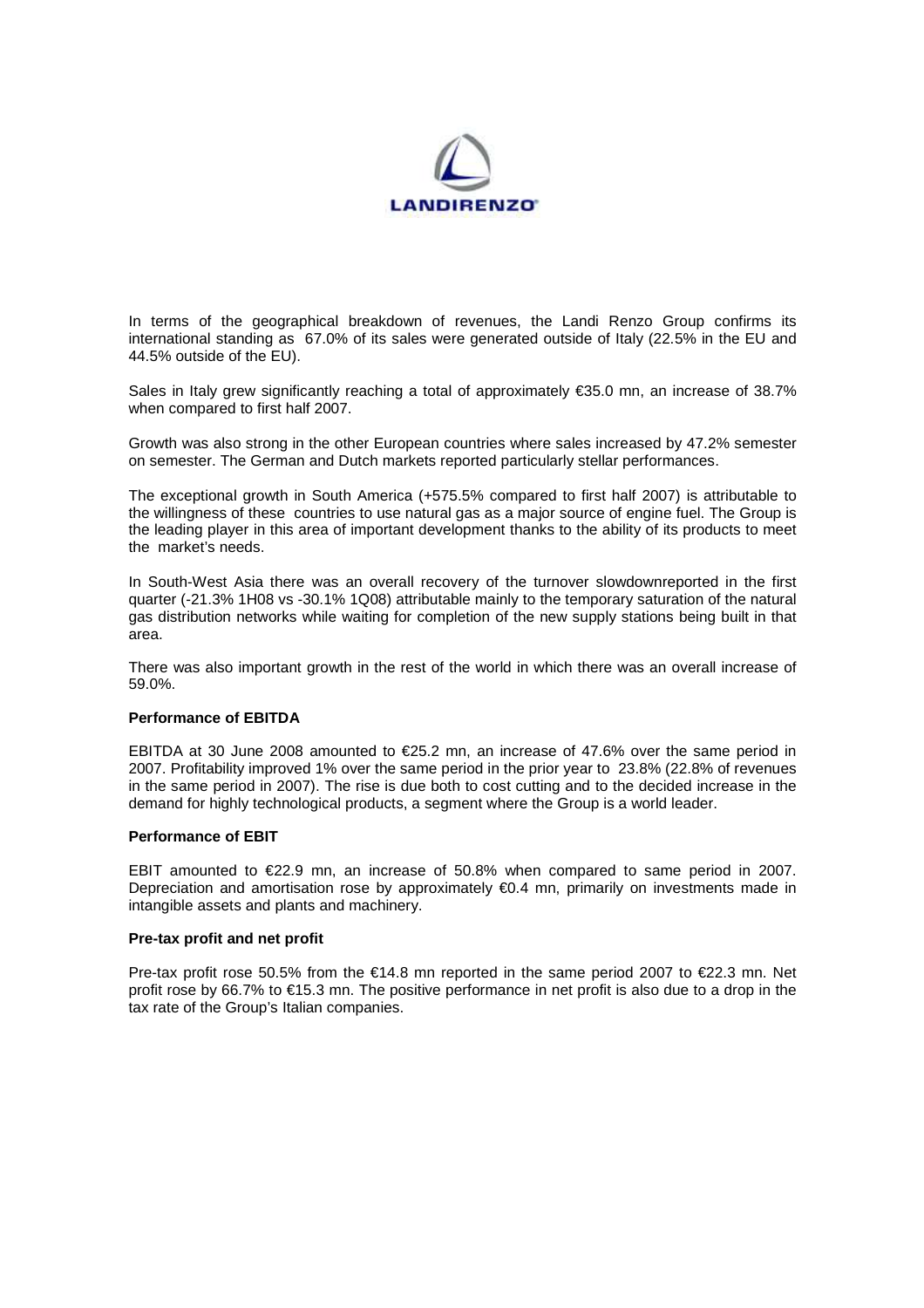In terms of the geographical breakdown of revenues, the Landi Renzo Group confirms its international standing as 67.0% of its sales were generated outside of Italy (22.5% in the EU and 44.5% outside of the EU).

Sales in Italy grew significantly reaching a total of approximately €35.0 mn, an increase of 38.7% when compared to first half 2007.

Growth was also strong in the other European countries where sales increased by 47.2% semester on semester. The German and Dutch markets reported particularly stellar performances.

The exceptional growth in South America (+575.5% compared to first half 2007) is attributable to the willingness of these countries to use natural gas as a major source of engine fuel. The Group is the leading player in this area of important development thanks to the ability of its products to meet the market's needs.

In South-West Asia there was an overall recovery of the turnover slowdownreported in the first quarter (-21.3% 1H08 vs -30.1% 1Q08) attributable mainly to the temporary saturation of the natural gas distribution networks while waiting for completion of the new supply stations being built in that area.

There was also important growth in the rest of the world in which there was an overall increase of 59.0%.

**Performance of EBITDA**

EBITDA at 30 June 2008 amounted to €25.2 mn, an increase of 47.6% over the same period in 2007. Profitability improved 1% over the same period in the prior year to 23.8% (22.8% of revenues in the same period in 2007). The rise is due both to cost cutting and to the decided increase in the demand for highly technological products, a segment where the Group is a world leader.

**Performance of EBIT**

EBIT amounted to €22.9 mn, an increase of 50.8% when compared to same period in 2007. Depreciation and amortisation rose by approximately €0.4 mn, primarily on investments made in intangible assets and plants and machinery.

**Pre-tax profit and net profit**

Pre-tax profit rose 50.5% from the €14.8 mn reported in the same period 2007 to €22.3 mn. Net profit rose by 66.7% to €15.3 mn. The positive performance in net profit is also due to a drop in the tax rate of the Group's Italian companies.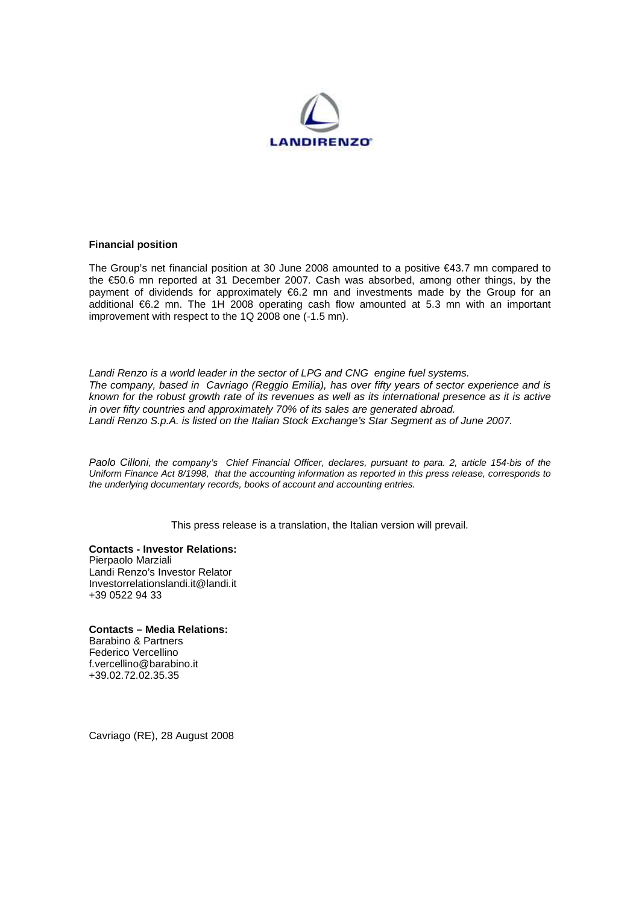**Financial position**

The Group's net financial position at 30 June 2008 amounted to a positive €43.7 mn compared to the €50.6 mn reported at 31 December 2007. Cash was absorbed, among other things, by the payment of dividends for approximately €6.2 mn and investments made by the Group for an additional €6.2 mn. The 1H 2008 operating cash flow amounted at 5.3 mn with an important improvement with respect to the 1Q 2008 one (-1.5 mn).

*Landi Renzo is a world leader in the sector of LPG and CNG engine fuel systems.*
*The company, based in Cavriago (Reggio Emilia), has over fifty years of sector experience and is known for the robust growth rate of its revenues as well as its international presence as it is active in over fifty countries and approximately 70% of its sales are generated abroad.*
*Landi Renzo S.p.A. is listed on the Italian Stock Exchange's Star Segment as of June 2007.*

*Paolo Cilloni, the company's Chief Financial Officer, declares, pursuant to para. 2, article 154-bis of the Uniform Finance Act 8/1998, that the accounting information as reported in this press release, corresponds to the underlying documentary records, books of account and accounting entries.*

This press release is a translation, the Italian version will prevail.

**Contacts - Investor Relations:**
Pierpaolo Marziali
Landi Renzo's Investor Relator
Investorrelationslandi.it@landi.it
+39 0522 94 33

**Contacts – Media Relations:**
Barabino & Partners
Federico Vercellino
f.vercellino@barabino.it
+39.02.72.02.35.35

Cavriago (RE), 28 August 2008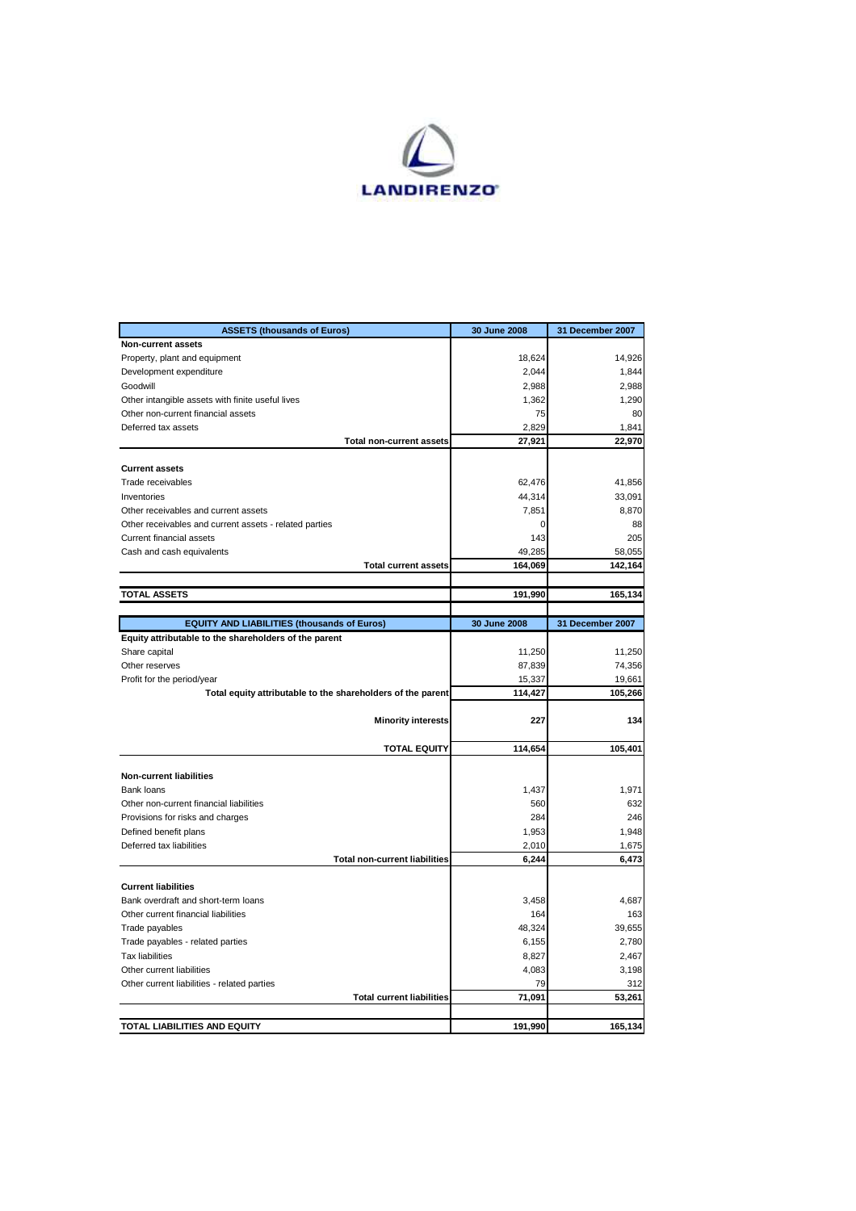LANDIRENZO

| ASSETS (thousands of Euros) | 30 June 2008 | 31 December 2007 |
| --- | --- | --- |
| **Non-current assets** | | |
| Property, plant and equipment | 18,624 | 14,926 |
| Development expenditure | 2,044 | 1,844 |
| Goodwill | 2,988 | 2,988 |
| Other intangible assets with finite useful lives | 1,362 | 1,290 |
| Other non-current financial assets | 75 | 80 |
| Deferred tax assets | 2,829 | 1,841 |
| **Total non-current assets** | **27,921** | **22,970** |
| **Current assets** | | |
| Trade receivables | 62,476 | 41,856 |
| Inventories | 44,314 | 33,091 |
| Other receivables and current assets | 7,851 | 8,870 |
| Other receivables and current assets - related parties | 0 | 88 |
| Current financial assets | 143 | 205 |
| Cash and cash equivalents | 49,285 | 58,055 |
| **Total current assets** | **164,069** | **142,164** |
| **TOTAL ASSETS** | **191,990** | **165,134** |

| EQUITY AND LIABILITIES (thousands of Euros) | 30 June 2008 | 31 December 2007 |
| --- | --- | --- |
| **Equity attributable to the shareholders of the parent** | | |
| Share capital | 11,250 | 11,250 |
| Other reserves | 87,839 | 74,356 |
| Profit for the period/year | 15,337 | 19,661 |
| **Total equity attributable to the shareholders of the parent** | **114,427** | **105,266** |
| **Minority interests** | **227** | **134** |
| **TOTAL EQUITY** | **114,654** | **105,401** |
| **Non-current liabilities** | | |
| Bank loans | 1,437 | 1,971 |
| Other non-current financial liabilities | 560 | 632 |
| Provisions for risks and charges | 284 | 246 |
| Defined benefit plans | 1,953 | 1,948 |
| Deferred tax liabilities | 2,010 | 1,675 |
| **Total non-current liabilities** | **6,244** | **6,473** |
| **Current liabilities** | | |
| Bank overdraft and short-term loans | 3,458 | 4,687 |
| Other current financial liabilities | 164 | 163 |
| Trade payables | 48,324 | 39,655 |
| Trade payables - related parties | 6,155 | 2,780 |
| Tax liabilities | 8,827 | 2,467 |
| Other current liabilities | 4,083 | 3,198 |
| Other current liabilities - related parties | 79 | 312 |
| **Total current liabilities** | **71,091** | **53,261** |
| **TOTAL LIABILITIES AND EQUITY** | **191,990** | **165,134** |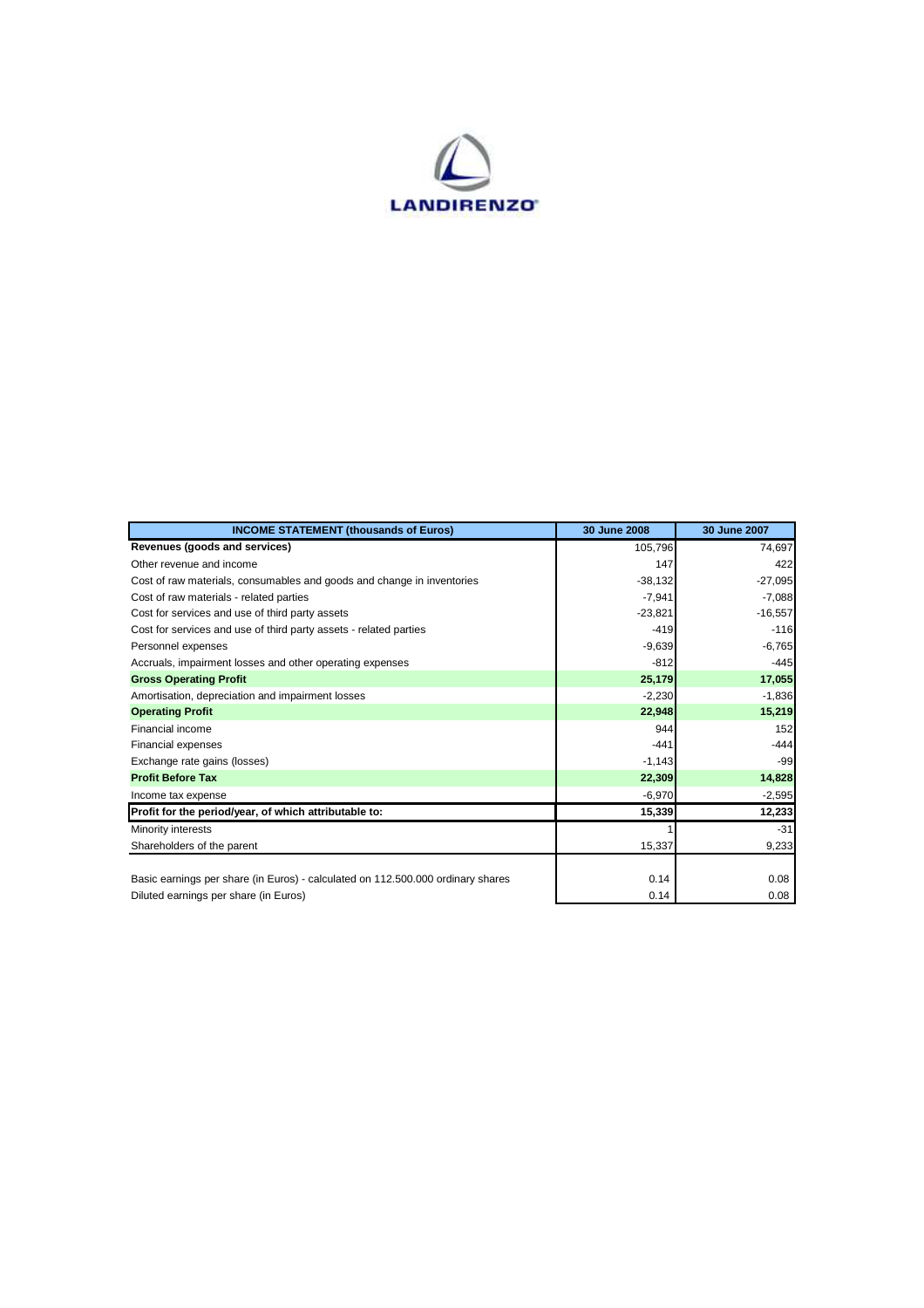LANDIRENZO

| INCOME STATEMENT (thousands of Euros) | 30 June 2008 | 30 June 2007 |
| --- | --- | --- |
| **Revenues (goods and services)** | 105,796 | 74,697 |
| Other revenue and income | 147 | 422 |
| Cost of raw materials, consumables and goods and change in inventories | -38,132 | -27,095 |
| Cost of raw materials - related parties | -7,941 | -7,088 |
| Cost for services and use of third party assets | -23,821 | -16,557 |
| Cost for services and use of third party assets - related parties | -419 | -116 |
| Personnel expenses | -9,639 | -6,765 |
| Accruals, impairment losses and other operating expenses | -812 | -445 |
| **Gross Operating Profit** | **25,179** | **17,055** |
| Amortisation, depreciation and impairment losses | -2,230 | -1,836 |
| **Operating Profit** | **22,948** | **15,219** |
| Financial income | 944 | 152 |
| Financial expenses | -441 | -444 |
| Exchange rate gains (losses) | -1,143 | -99 |
| **Profit Before Tax** | **22,309** | **14,828** |
| Income tax expense | -6,970 | -2,595 |
| **Profit for the period/year, of which attributable to:** | **15,339** | **12,233** |
| Minority interests | 1 | -31 |
| Shareholders of the parent | 15,337 | 9,233 |
| | | |
| Basic earnings per share (in Euros) - calculated on 112.500.000 ordinary shares | 0.14 | 0.08 |
| Diluted earnings per share (in Euros) | 0.14 | 0.08 |